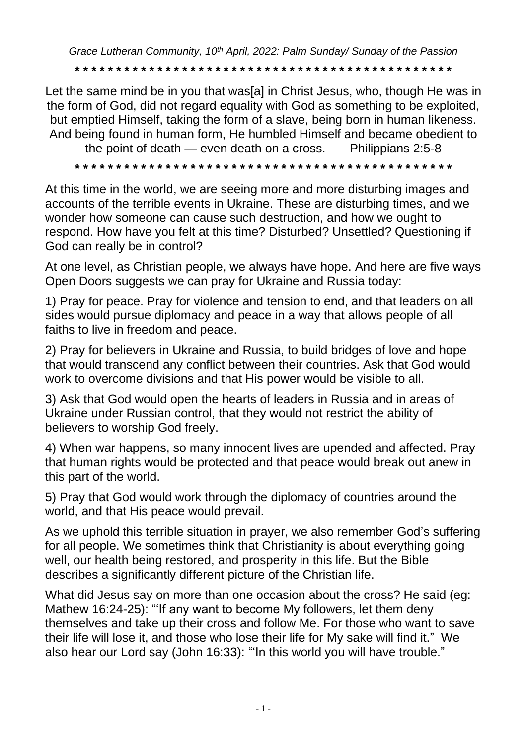*Grace Lutheran Community, 10th April, 2022: Palm Sunday/ Sunday of the Passion*

\* \* \* \* \* \* \* \* \* \* \* \* \* \* \* \* \* \* \* \* \* \* \* \* \* \* \* \* \* \* \* \* \* \* \* \* \* \* \* \* \* \* \* \* \* \* \*

Let the same mind be in you that was[a] in Christ Jesus, who, though He was in the form of God, did not regard equality with God as something to be exploited, but emptied Himself, taking the form of a slave, being born in human likeness. And being found in human form, He humbled Himself and became obedient to the point of death — even death on a cross. Philippians 2:5-8

\* \* \* \* \* \* \* \* \* \* \* \* \* \* \* \* \* \* \* \* \* \* \* \* \* \* \* \* \* \* \* \* \* \* \* \* \* \* \* \* \* \* \* \* \* \* \*

At this time in the world, we are seeing more and more disturbing images and accounts of the terrible events in Ukraine. These are disturbing times, and we wonder how someone can cause such destruction, and how we ought to respond. How have you felt at this time? Disturbed? Unsettled? Questioning if God can really be in control?

At one level, as Christian people, we always have hope. And here are five ways Open Doors suggests we can pray for Ukraine and Russia today:

1) Pray for peace. Pray for violence and tension to end, and that leaders on all sides would pursue diplomacy and peace in a way that allows people of all faiths to live in freedom and peace.

2) Pray for believers in Ukraine and Russia, to build bridges of love and hope that would transcend any conflict between their countries. Ask that God would work to overcome divisions and that His power would be visible to all.

3) Ask that God would open the hearts of leaders in Russia and in areas of Ukraine under Russian control, that they would not restrict the ability of believers to worship God freely.

4) When war happens, so many innocent lives are upended and affected. Pray that human rights would be protected and that peace would break out anew in this part of the world.

5) Pray that God would work through the diplomacy of countries around the world, and that His peace would prevail.

As we uphold this terrible situation in prayer, we also remember God's suffering for all people. We sometimes think that Christianity is about everything going well, our health being restored, and prosperity in this life. But the Bible describes a significantly different picture of the Christian life.

What did Jesus say on more than one occasion about the cross? He said (eg: Mathew 16:24-25): "'If any want to become My followers, let them deny themselves and take up their cross and follow Me. For those who want to save their life will lose it, and those who lose their life for My sake will find it." We also hear our Lord say (John 16:33): "'In this world you will have trouble."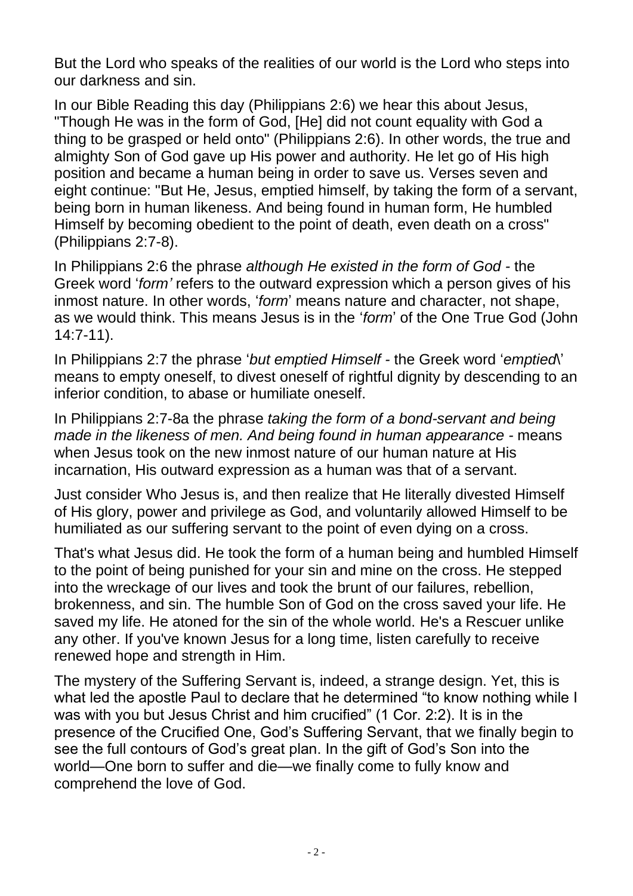But the Lord who speaks of the realities of our world is the Lord who steps into our darkness and sin.

In our Bible Reading this day (Philippians 2:6) we hear this about Jesus, "Though He was in the form of God, [He] did not count equality with God a thing to be grasped or held onto" (Philippians 2:6). In other words, the true and almighty Son of God gave up His power and authority. He let go of His high position and became a human being in order to save us. Verses seven and eight continue: "But He, Jesus, emptied himself, by taking the form of a servant, being born in human likeness. And being found in human form, He humbled Himself by becoming obedient to the point of death, even death on a cross" (Philippians 2:7-8).

In Philippians 2:6 the phrase *although He existed in the form of God* - the Greek word '*form'* refers to the outward expression which a person gives of his inmost nature. In other words, '*form*' means nature and character, not shape, as we would think. This means Jesus is in the '*form*' of the One True God (John 14:7-11).

In Philippians 2:7 the phrase '*but emptied Himself* - the Greek word '*emptied*\' means to empty oneself, to divest oneself of rightful dignity by descending to an inferior condition, to abase or humiliate oneself.

In Philippians 2:7-8a the phrase *taking the form of a bond-servant and being made in the likeness of men. And being found in human appearance* - means when Jesus took on the new inmost nature of our human nature at His incarnation, His outward expression as a human was that of a servant.

Just consider Who Jesus is, and then realize that He literally divested Himself of His glory, power and privilege as God, and voluntarily allowed Himself to be humiliated as our suffering servant to the point of even dying on a cross.

That's what Jesus did. He took the form of a human being and humbled Himself to the point of being punished for your sin and mine on the cross. He stepped into the wreckage of our lives and took the brunt of our failures, rebellion, brokenness, and sin. The humble Son of God on the cross saved your life. He saved my life. He atoned for the sin of the whole world. He's a Rescuer unlike any other. If you've known Jesus for a long time, listen carefully to receive renewed hope and strength in Him.

The mystery of the Suffering Servant is, indeed, a strange design. Yet, this is what led the apostle Paul to declare that he determined "to know nothing while I was with you but Jesus Christ and him crucified" (1 Cor. 2:2). It is in the presence of the Crucified One, God's Suffering Servant, that we finally begin to see the full contours of God's great plan. In the gift of God's Son into the world—One born to suffer and die—we finally come to fully know and comprehend the love of God.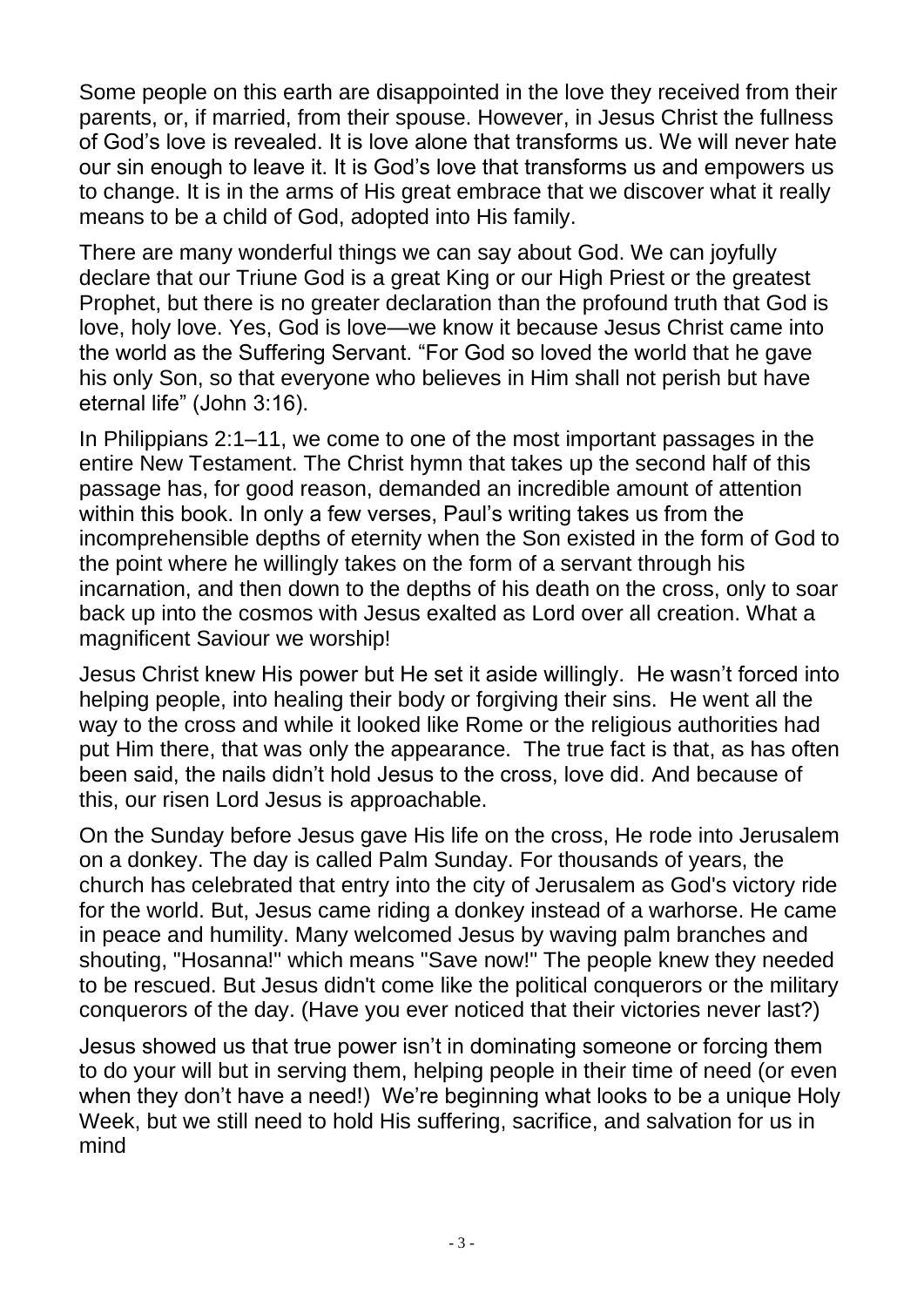Some people on this earth are disappointed in the love they received from their parents, or, if married, from their spouse. However, in Jesus Christ the fullness of God's love is revealed. It is love alone that transforms us. We will never hate our sin enough to leave it. It is God's love that transforms us and empowers us to change. It is in the arms of His great embrace that we discover what it really means to be a child of God, adopted into His family.

There are many wonderful things we can say about God. We can joyfully declare that our Triune God is a great King or our High Priest or the greatest Prophet, but there is no greater declaration than the profound truth that God is love, holy love. Yes, God is love—we know it because Jesus Christ came into the world as the Suffering Servant. "For God so loved the world that he gave his only Son, so that everyone who believes in Him shall not perish but have eternal life" (John 3:16).

In Philippians 2:1–11, we come to one of the most important passages in the entire New Testament. The Christ hymn that takes up the second half of this passage has, for good reason, demanded an incredible amount of attention within this book. In only a few verses, Paul's writing takes us from the incomprehensible depths of eternity when the Son existed in the form of God to the point where he willingly takes on the form of a servant through his incarnation, and then down to the depths of his death on the cross, only to soar back up into the cosmos with Jesus exalted as Lord over all creation. What a magnificent Saviour we worship!

Jesus Christ knew His power but He set it aside willingly. He wasn't forced into helping people, into healing their body or forgiving their sins. He went all the way to the cross and while it looked like Rome or the religious authorities had put Him there, that was only the appearance. The true fact is that, as has often been said, the nails didn't hold Jesus to the cross, love did. And because of this, our risen Lord Jesus is approachable.

On the Sunday before Jesus gave His life on the cross, He rode into Jerusalem on a donkey. The day is called Palm Sunday. For thousands of years, the church has celebrated that entry into the city of Jerusalem as God's victory ride for the world. But, Jesus came riding a donkey instead of a warhorse. He came in peace and humility. Many welcomed Jesus by waving palm branches and shouting, "Hosanna!" which means "Save now!" The people knew they needed to be rescued. But Jesus didn't come like the political conquerors or the military conquerors of the day. (Have you ever noticed that their victories never last?)

Jesus showed us that true power isn't in dominating someone or forcing them to do your will but in serving them, helping people in their time of need (or even when they don't have a need!) We're beginning what looks to be a unique Holy Week, but we still need to hold His suffering, sacrifice, and salvation for us in mind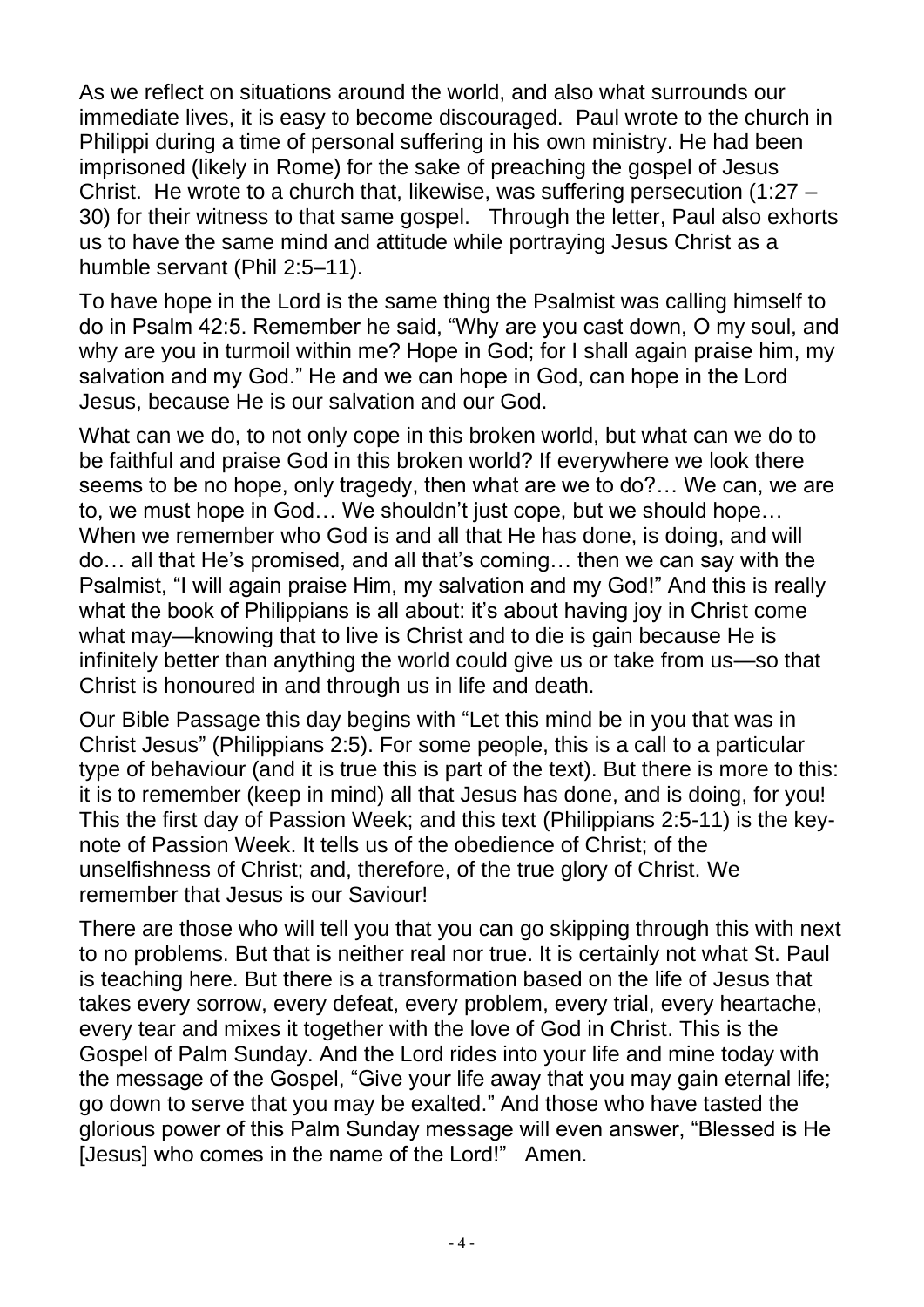As we reflect on situations around the world, and also what surrounds our immediate lives, it is easy to become discouraged. Paul wrote to the church in Philippi during a time of personal suffering in his own ministry. He had been imprisoned (likely in Rome) for the sake of preaching the gospel of Jesus Christ. He wrote to a church that, likewise, was suffering persecution (1:27 – 30) for their witness to that same gospel. Through the letter, Paul also exhorts us to have the same mind and attitude while portraying Jesus Christ as a humble servant (Phil 2:5–11).

To have hope in the Lord is the same thing the Psalmist was calling himself to do in Psalm 42:5. Remember he said, "Why are you cast down, O my soul, and why are you in turmoil within me? Hope in God; for I shall again praise him, my salvation and my God." He and we can hope in God, can hope in the Lord Jesus, because He is our salvation and our God.

What can we do, to not only cope in this broken world, but what can we do to be faithful and praise God in this broken world? If everywhere we look there seems to be no hope, only tragedy, then what are we to do?… We can, we are to, we must hope in God… We shouldn't just cope, but we should hope… When we remember who God is and all that He has done, is doing, and will do… all that He's promised, and all that's coming… then we can say with the Psalmist, "I will again praise Him, my salvation and my God!" And this is really what the book of Philippians is all about: it's about having joy in Christ come what may—knowing that to live is Christ and to die is gain because He is infinitely better than anything the world could give us or take from us—so that Christ is honoured in and through us in life and death.

Our Bible Passage this day begins with "Let this mind be in you that was in Christ Jesus" (Philippians 2:5). For some people, this is a call to a particular type of behaviour (and it is true this is part of the text). But there is more to this: it is to remember (keep in mind) all that Jesus has done, and is doing, for you! This the first day of Passion Week; and this text (Philippians 2:5-11) is the key-note of Passion Week. It tells us of the obedience of Christ; of the unselfishness of Christ; and, therefore, of the true glory of Christ. We remember that Jesus is our Saviour!

There are those who will tell you that you can go skipping through this with next to no problems. But that is neither real nor true. It is certainly not what St. Paul is teaching here. But there is a transformation based on the life of Jesus that takes every sorrow, every defeat, every problem, every trial, every heartache, every tear and mixes it together with the love of God in Christ. This is the Gospel of Palm Sunday. And the Lord rides into your life and mine today with the message of the Gospel, "Give your life away that you may gain eternal life; go down to serve that you may be exalted." And those who have tasted the glorious power of this Palm Sunday message will even answer, "Blessed is He [Jesus] who comes in the name of the Lord!" Amen.